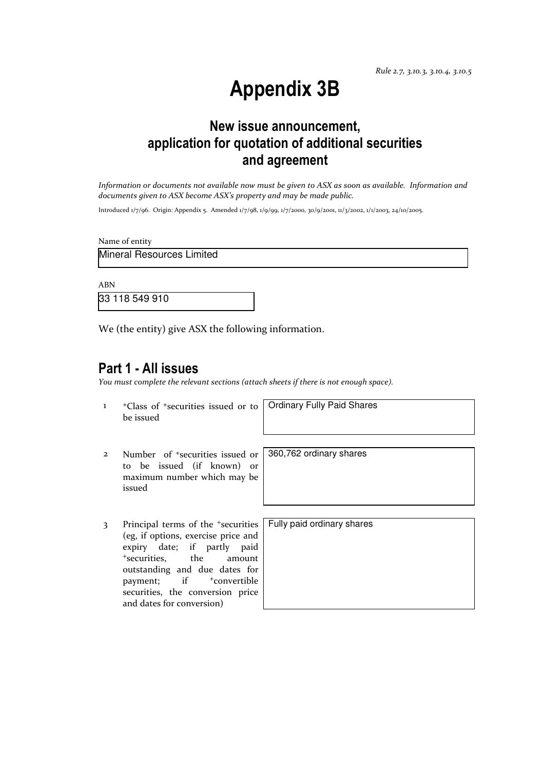*Rule 2.7, 3.10.3, 3.10.4, 3.10.5*

# Appendix 3B

## New issue announcement, application for quotation of additional securities and agreement

*Information or documents not available now must be given to ASX as soon as available. Information and documents given to ASX become ASX's property and may be made public.*

Introduced 1/7/96. Origin: Appendix 5. Amended 1/7/98, 1/9/99, 1/7/2000, 30/9/2001, 11/3/2002, 1/1/2003, 24/10/2005.

Name of entity

Mineral Resources Limited

ABN

33 118 549 910

We (the entity) give ASX the following information.

## Part 1 - All issues

*You must complete the relevant sections (attach sheets if there is not enough space).*

| | | |
|---|---|---|
| 1 | +Class of +securities issued or to be issued | Ordinary Fully Paid Shares |
| 2 | Number of +securities issued or to be issued (if known) or maximum number which may be issued | 360,762 ordinary shares |
| 3 | Principal terms of the +securities (eg, if options, exercise price and expiry date; if partly paid +securities, the amount outstanding and due dates for payment; if +convertible securities, the conversion price and dates for conversion) | Fully paid ordinary shares |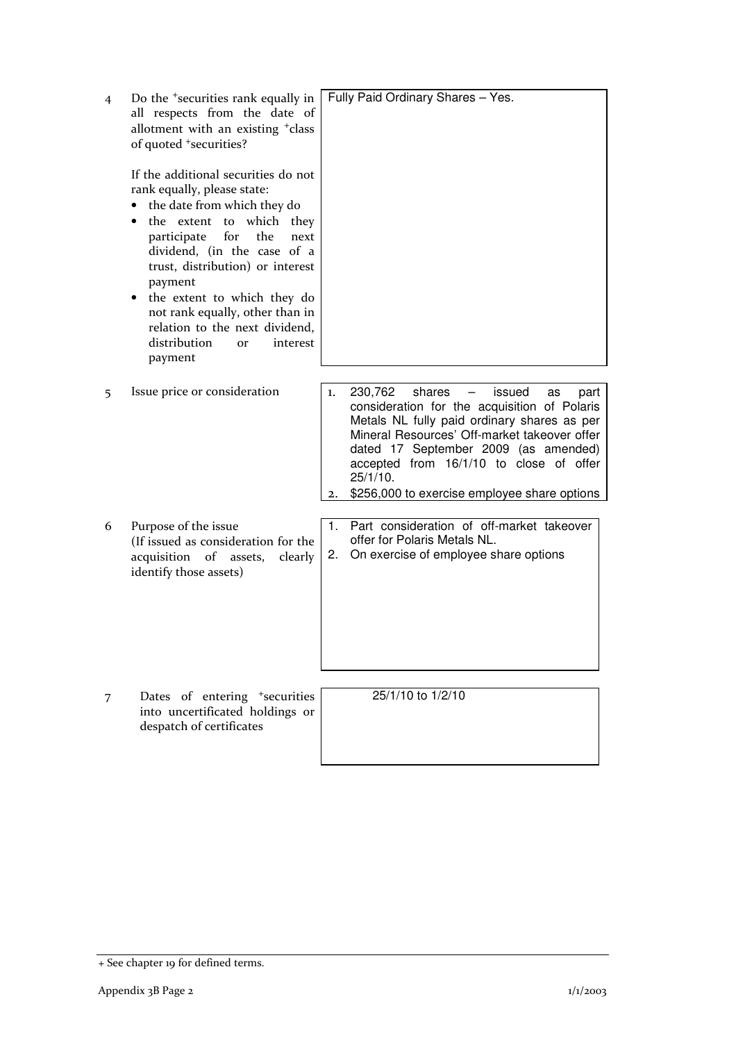| | | |
|---|---|---|
| 4 | Do the +securities rank equally in all respects from the date of allotment with an existing +class of quoted +securities?<br><br>If the additional securities do not rank equally, please state:<br>• the date from which they do<br>• the extent to which they participate for the next dividend, (in the case of a trust, distribution) or interest payment<br>• the extent to which they do not rank equally, other than in relation to the next dividend, distribution or interest payment | Fully Paid Ordinary Shares – Yes. |
| 5 | Issue price or consideration | 1. 230,762 shares – issued as part consideration for the acquisition of Polaris Metals NL fully paid ordinary shares as per Mineral Resources' Off-market takeover offer dated 17 September 2009 (as amended) accepted from 16/1/10 to close of offer 25/1/10.<br>2. $256,000 to exercise employee share options |
| 6 | Purpose of the issue<br>(If issued as consideration for the acquisition of assets, clearly identify those assets) | 1. Part consideration of off-market takeover offer for Polaris Metals NL.<br>2. On exercise of employee share options |
| 7 | Dates of entering +securities into uncertificated holdings or despatch of certificates | 25/1/10 to 1/2/10 |

+ See chapter 19 for defined terms.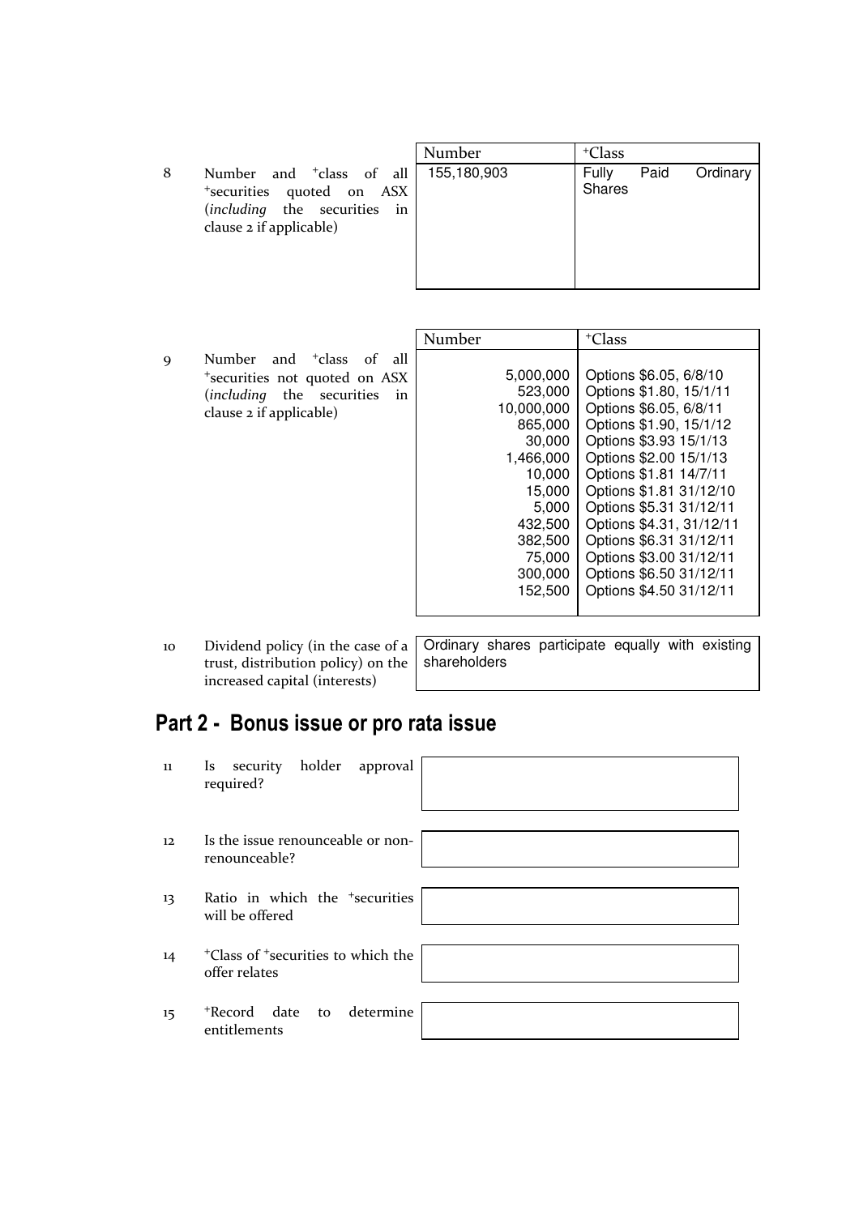| | | Number | +Class |
|---|---|---|---|
| 8 | Number and +class of all +securities quoted on ASX (*including* the securities in clause 2 if applicable) | 155,180,903 | Fully Paid Ordinary Shares |

| | | Number | +Class |
|---|---|---|---|
| 9 | Number and +class of all +securities not quoted on ASX (*including* the securities in clause 2 if applicable) | 5,000,000 | Options $6.05, 6/8/10 |
| | | 523,000 | Options $1.80, 15/1/11 |
| | | 10,000,000 | Options $6.05, 6/8/11 |
| | | 865,000 | Options $1.90, 15/1/12 |
| | | 30,000 | Options $3.93 15/1/13 |
| | | 1,466,000 | Options $2.00 15/1/13 |
| | | 10,000 | Options $1.81 14/7/11 |
| | | 15,000 | Options $1.81 31/12/10 |
| | | 5,000 | Options $5.31 31/12/11 |
| | | 432,500 | Options $4.31, 31/12/11 |
| | | 382,500 | Options $6.31 31/12/11 |
| | | 75,000 | Options $3.00 31/12/11 |
| | | 300,000 | Options $6.50 31/12/11 |
| | | 152,500 | Options $4.50 31/12/11 |

| | | |
|---|---|---|
| 10 | Dividend policy (in the case of a trust, distribution policy) on the increased capital (interests) | Ordinary shares participate equally with existing shareholders |

## Part 2 - Bonus issue or pro rata issue

| | | |
|---|---|---|
| 11 | Is security holder approval required? | |
| 12 | Is the issue renounceable or non-renounceable? | |
| 13 | Ratio in which the +securities will be offered | |
| 14 | +Class of +securities to which the offer relates | |
| 15 | +Record date to determine entitlements | |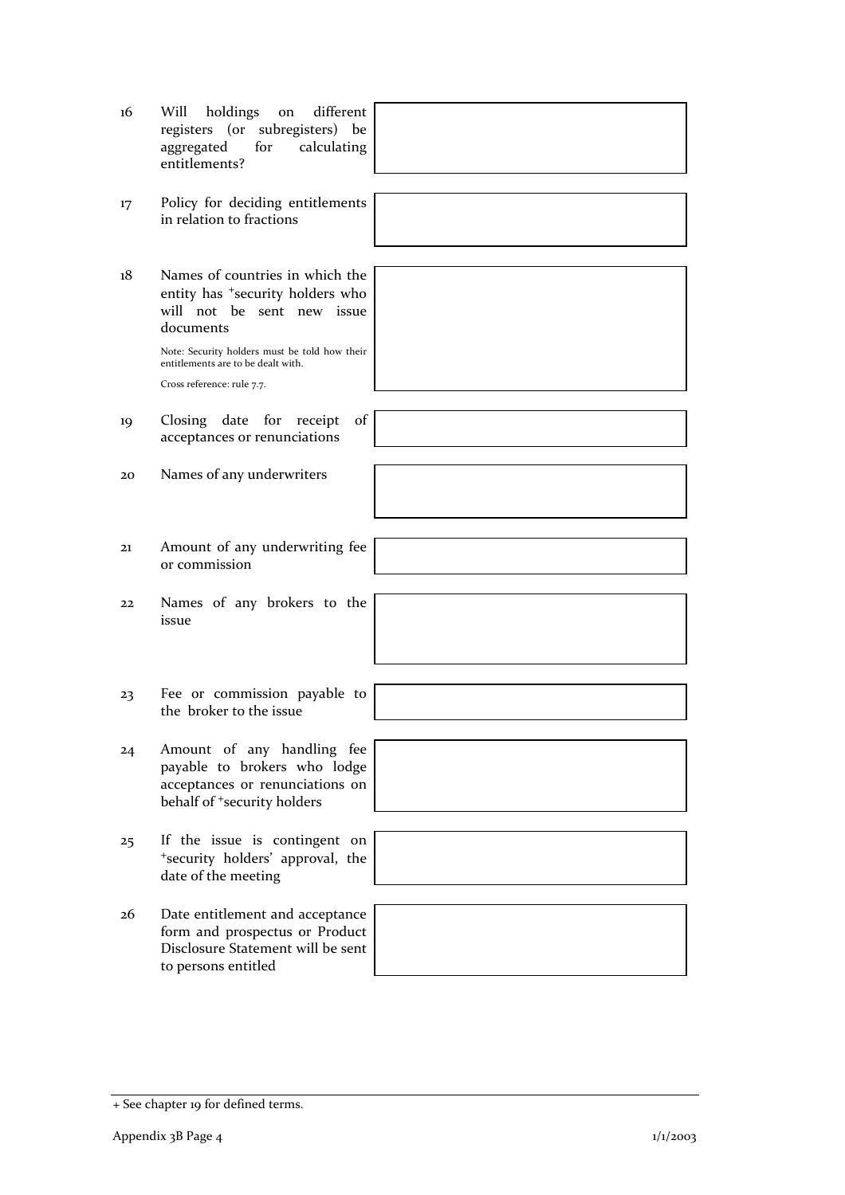| | | |
|---|---|---|
| 16 | Will holdings on different registers (or subregisters) be aggregated for calculating entitlements? | |
| 17 | Policy for deciding entitlements in relation to fractions | |
| 18 | Names of countries in which the entity has +security holders who will not be sent new issue documents<br><br>Note: Security holders must be told how their entitlements are to be dealt with.<br><br>Cross reference: rule 7.7. | |
| 19 | Closing date for receipt of acceptances or renunciations | |
| 20 | Names of any underwriters | |
| 21 | Amount of any underwriting fee or commission | |
| 22 | Names of any brokers to the issue | |
| 23 | Fee or commission payable to the broker to the issue | |
| 24 | Amount of any handling fee payable to brokers who lodge acceptances or renunciations on behalf of +security holders | |
| 25 | If the issue is contingent on +security holders' approval, the date of the meeting | |
| 26 | Date entitlement and acceptance form and prospectus or Product Disclosure Statement will be sent to persons entitled | |

+ See chapter 19 for defined terms.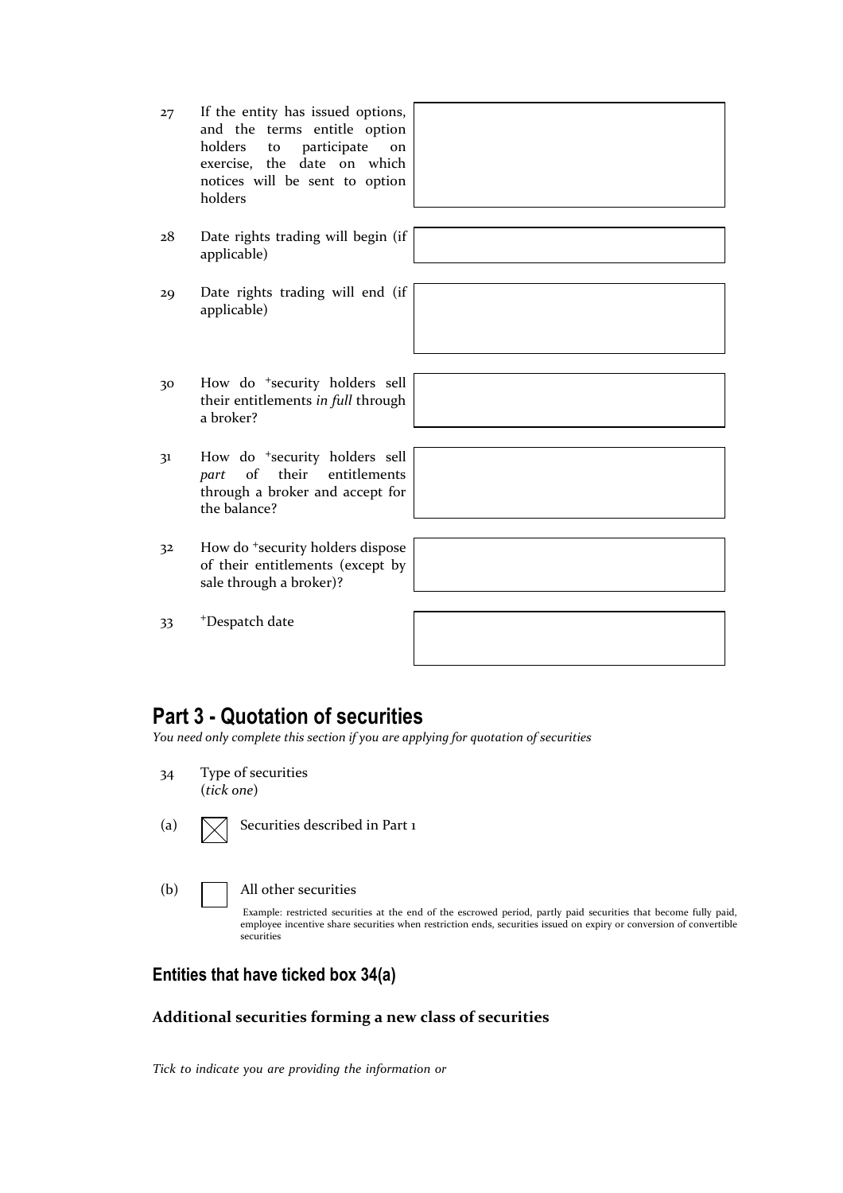| | | |
|---|---|---|
| 27 | If the entity has issued options, and the terms entitle option holders to participate on exercise, the date on which notices will be sent to option holders | |
| 28 | Date rights trading will begin (if applicable) | |
| 29 | Date rights trading will end (if applicable) | |
| 30 | How do +security holders sell their entitlements *in full* through a broker? | |
| 31 | How do +security holders sell *part* of their entitlements through a broker and accept for the balance? | |
| 32 | How do +security holders dispose of their entitlements (except by sale through a broker)? | |
| 33 | +Despatch date | |

## Part 3 - Quotation of securities

*You need only complete this section if you are applying for quotation of securities*

34 Type of securities (*tick one*)

(a) ☒ Securities described in Part 1

(b) ☐ All other securities

Example: restricted securities at the end of the escrowed period, partly paid securities that become fully paid, employee incentive share securities when restriction ends, securities issued on expiry or conversion of convertible securities

### Entities that have ticked box 34(a)

**Additional securities forming a new class of securities**

*Tick to indicate you are providing the information or*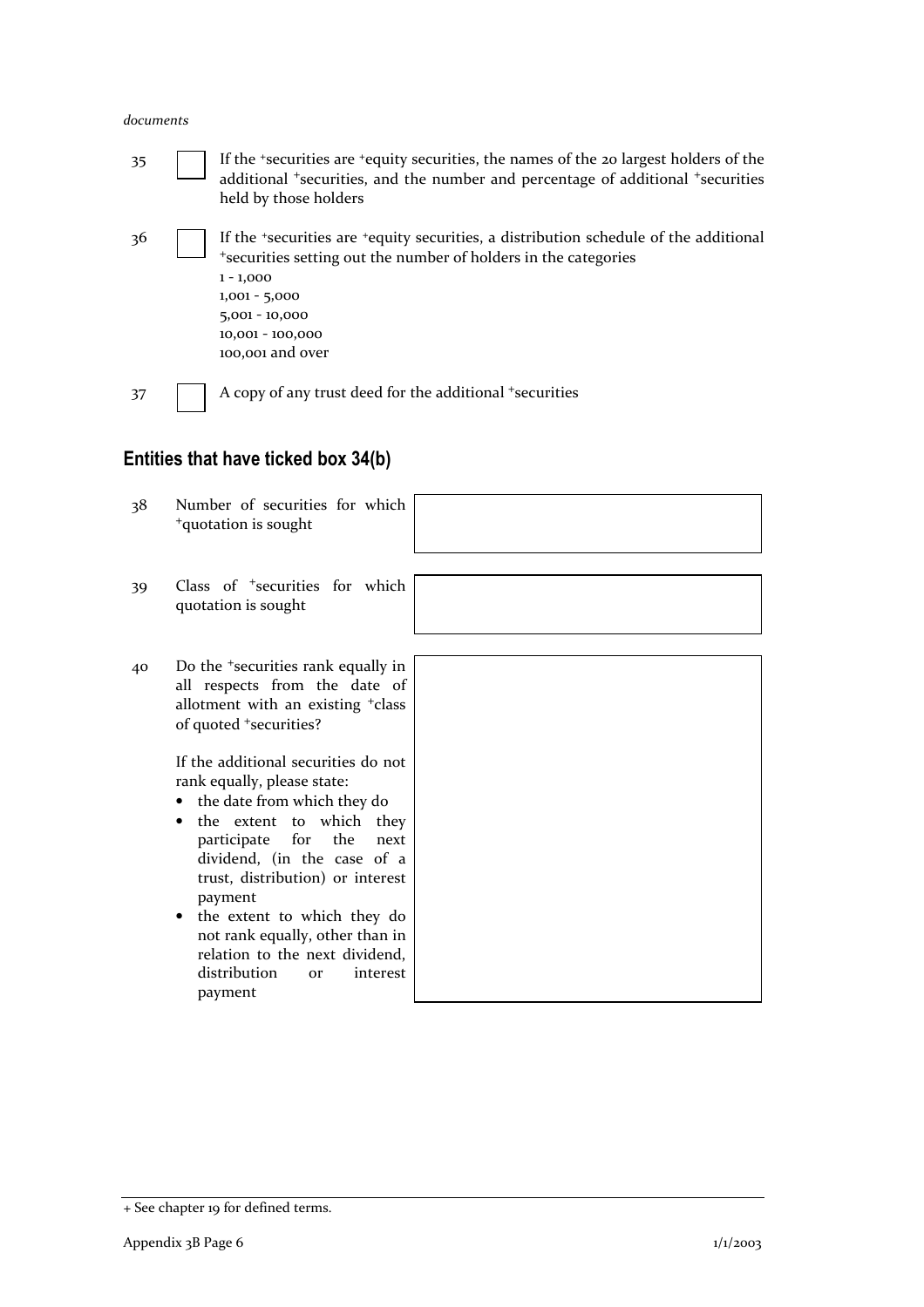*documents*

35 ☐ If the +securities are +equity securities, the names of the 20 largest holders of the additional +securities, and the number and percentage of additional +securities held by those holders

36 ☐ If the +securities are +equity securities, a distribution schedule of the additional +securities setting out the number of holders in the categories
1 - 1,000
1,001 - 5,000
5,001 - 10,000
10,001 - 100,000
100,001 and over

37 ☐ A copy of any trust deed for the additional +securities

## Entities that have ticked box 34(b)

| | | |
|---|---|---|
| 38 | Number of securities for which +quotation is sought | |
| 39 | Class of +securities for which quotation is sought | |
| 40 | Do the +securities rank equally in all respects from the date of allotment with an existing +class of quoted +securities?<br><br>If the additional securities do not rank equally, please state:<br>• the date from which they do<br>• the extent to which they participate for the next dividend, (in the case of a trust, distribution) or interest payment<br>• the extent to which they do not rank equally, other than in relation to the next dividend, distribution or interest payment | |

+ See chapter 19 for defined terms.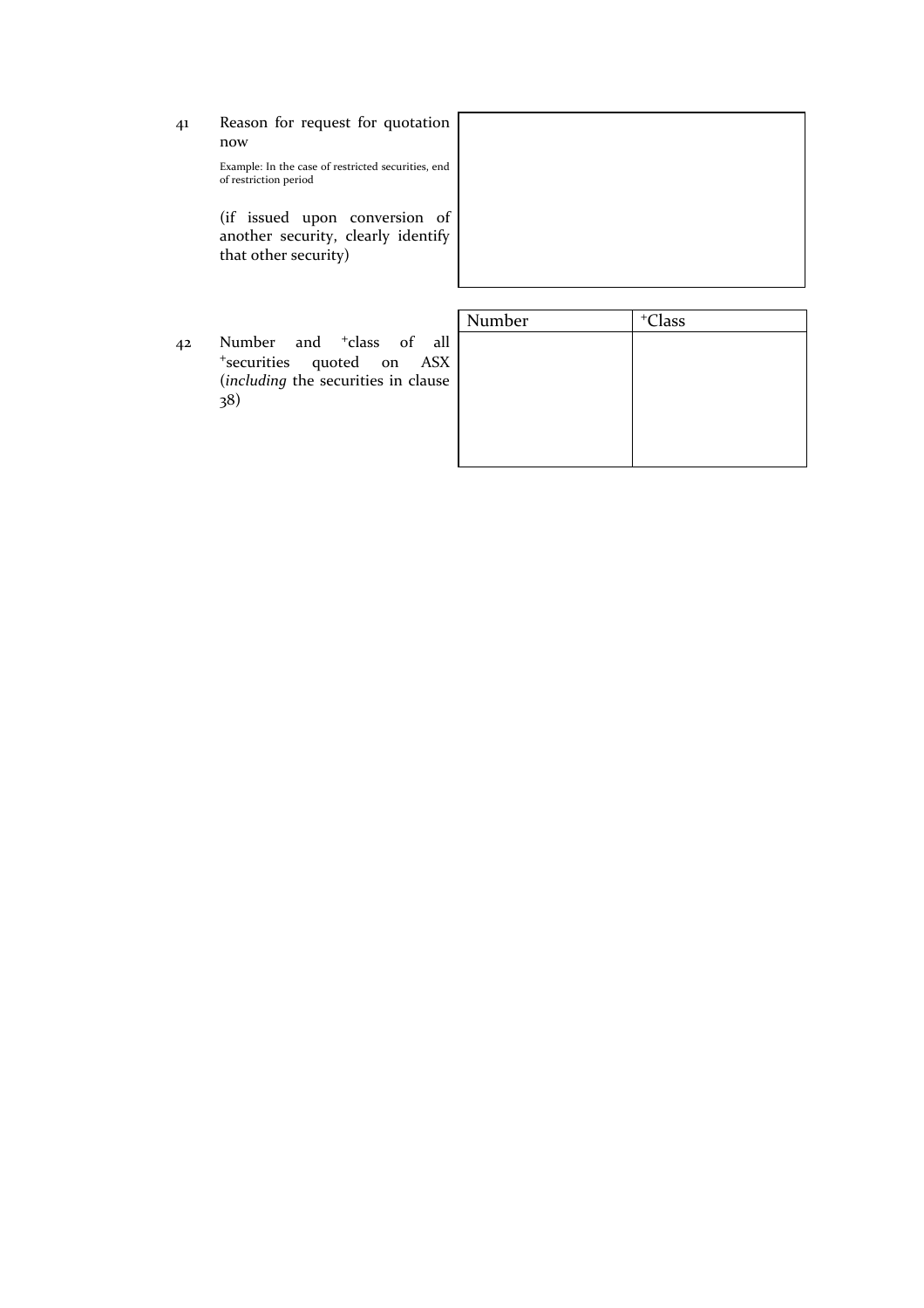41 Reason for request for quotation now

Example: In the case of restricted securities, end of restriction period

(if issued upon conversion of another security, clearly identify that other security)

| |
|---|
| |

42 Number and +class of all +securities quoted on ASX (*including* the securities in clause 38)

| Number | +Class |
|---|---|
| | |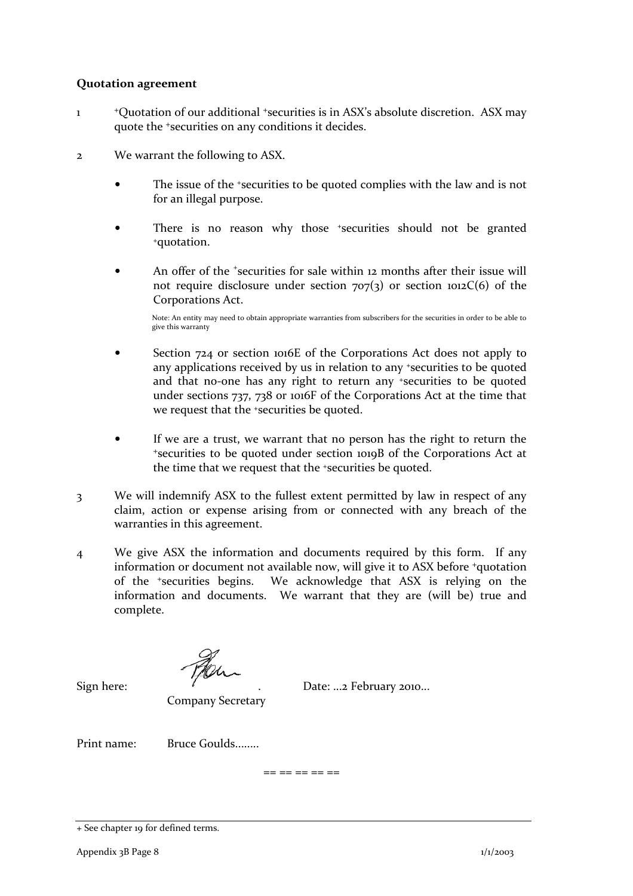**Quotation agreement**

1 +Quotation of our additional +securities is in ASX's absolute discretion. ASX may quote the +securities on any conditions it decides.

2 We warrant the following to ASX.

- The issue of the +securities to be quoted complies with the law and is not for an illegal purpose.

- There is no reason why those +securities should not be granted +quotation.

- An offer of the +securities for sale within 12 months after their issue will not require disclosure under section 707(3) or section 1012C(6) of the Corporations Act.

  Note: An entity may need to obtain appropriate warranties from subscribers for the securities in order to be able to give this warranty

- Section 724 or section 1016E of the Corporations Act does not apply to any applications received by us in relation to any +securities to be quoted and that no-one has any right to return any +securities to be quoted under sections 737, 738 or 1016F of the Corporations Act at the time that we request that the +securities be quoted.

- If we are a trust, we warrant that no person has the right to return the +securities to be quoted under section 1019B of the Corporations Act at the time that we request that the +securities be quoted.

3 We will indemnify ASX to the fullest extent permitted by law in respect of any claim, action or expense arising from or connected with any breach of the warranties in this agreement.

4 We give ASX the information and documents required by this form. If any information or document not available now, will give it to ASX before +quotation of the +securities begins. We acknowledge that ASX is relying on the information and documents. We warrant that they are (will be) true and complete.

Sign here: . Date: ...2 February 2010...

Company Secretary

Print name: Bruce Goulds........

== == == == ==

+ See chapter 19 for defined terms.